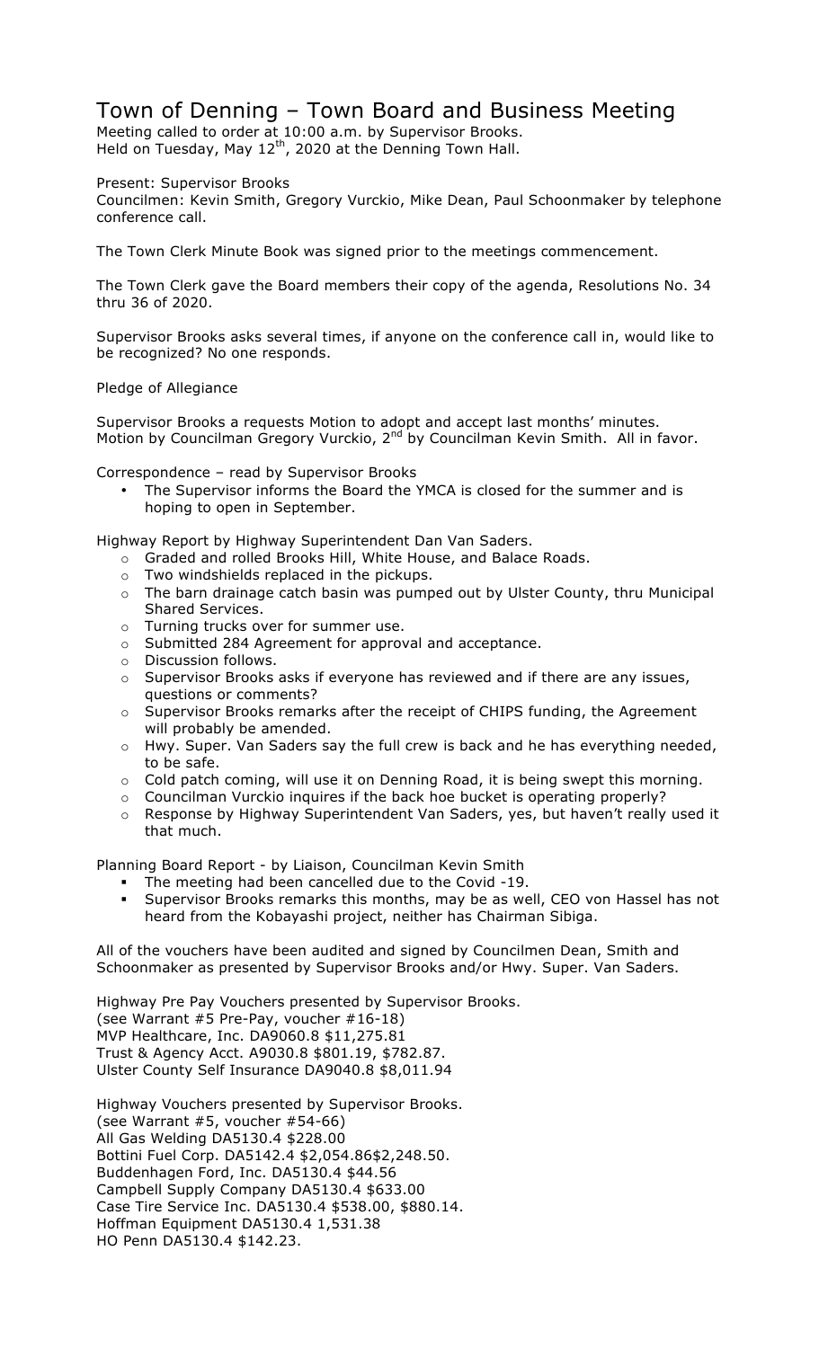# Town of Denning – Town Board and Business Meeting

Meeting called to order at 10:00 a.m. by Supervisor Brooks.
Held on Tuesday, May 12th, 2020 at the Denning Town Hall.

Present: Supervisor Brooks
Councilmen: Kevin Smith, Gregory Vurckio, Mike Dean, Paul Schoonmaker by telephone conference call.

The Town Clerk Minute Book was signed prior to the meetings commencement.

The Town Clerk gave the Board members their copy of the agenda, Resolutions No. 34 thru 36 of 2020.

Supervisor Brooks asks several times, if anyone on the conference call in, would like to be recognized? No one responds.

Pledge of Allegiance

Supervisor Brooks a requests Motion to adopt and accept last months' minutes.
Motion by Councilman Gregory Vurckio, 2nd by Councilman Kevin Smith. All in favor.

Correspondence – read by Supervisor Brooks

- The Supervisor informs the Board the YMCA is closed for the summer and is hoping to open in September.

Highway Report by Highway Superintendent Dan Van Saders.

- Graded and rolled Brooks Hill, White House, and Balace Roads.
- Two windshields replaced in the pickups.
- The barn drainage catch basin was pumped out by Ulster County, thru Municipal Shared Services.
- Turning trucks over for summer use.
- Submitted 284 Agreement for approval and acceptance.
- Discussion follows.
- Supervisor Brooks asks if everyone has reviewed and if there are any issues, questions or comments?
- Supervisor Brooks remarks after the receipt of CHIPS funding, the Agreement will probably be amended.
- Hwy. Super. Van Saders say the full crew is back and he has everything needed, to be safe.
- Cold patch coming, will use it on Denning Road, it is being swept this morning.
- Councilman Vurckio inquires if the back hoe bucket is operating properly?
- Response by Highway Superintendent Van Saders, yes, but haven't really used it that much.

Planning Board Report - by Liaison, Councilman Kevin Smith

- The meeting had been cancelled due to the Covid -19.
- Supervisor Brooks remarks this months, may be as well, CEO von Hassel has not heard from the Kobayashi project, neither has Chairman Sibiga.

All of the vouchers have been audited and signed by Councilmen Dean, Smith and Schoonmaker as presented by Supervisor Brooks and/or Hwy. Super. Van Saders.

Highway Pre Pay Vouchers presented by Supervisor Brooks.
(see Warrant #5 Pre-Pay, voucher #16-18)
MVP Healthcare, Inc. DA9060.8 $11,275.81
Trust & Agency Acct. A9030.8 $801.19, $782.87.
Ulster County Self Insurance DA9040.8 $8,011.94

Highway Vouchers presented by Supervisor Brooks.
(see Warrant #5, voucher #54-66)
All Gas Welding DA5130.4 $228.00
Bottini Fuel Corp. DA5142.4 $2,054.86$2,248.50.
Buddenhagen Ford, Inc. DA5130.4 $44.56
Campbell Supply Company DA5130.4 $633.00
Case Tire Service Inc. DA5130.4 $538.00, $880.14.
Hoffman Equipment DA5130.4 1,531.38
HO Penn DA5130.4 $142.23.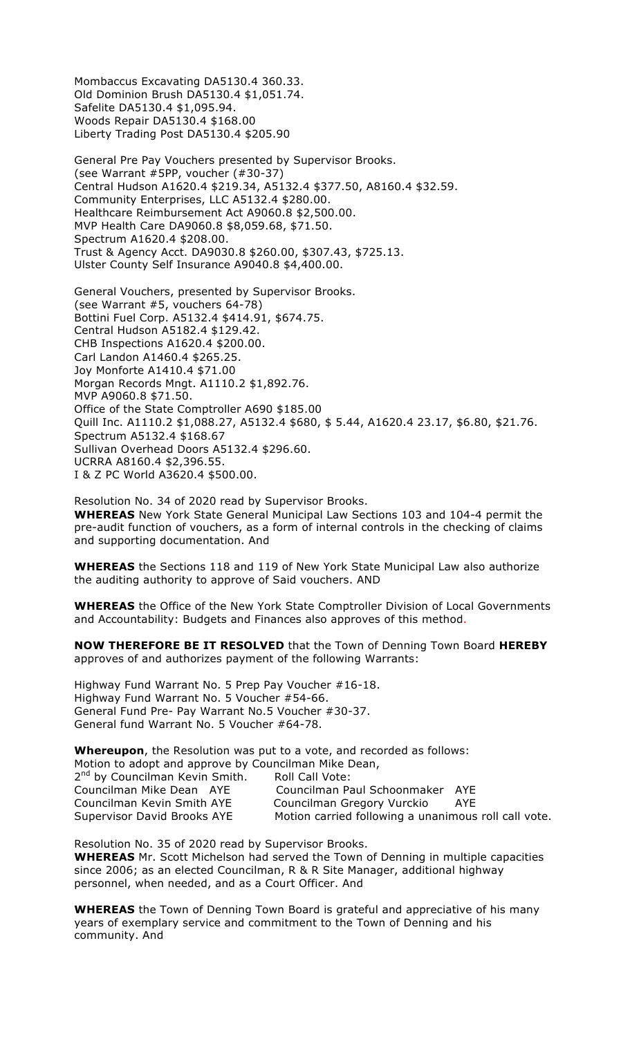Mombaccus Excavating DA5130.4 360.33.
Old Dominion Brush DA5130.4 $1,051.74.
Safelite DA5130.4 $1,095.94.
Woods Repair DA5130.4 $168.00
Liberty Trading Post DA5130.4 $205.90

General Pre Pay Vouchers presented by Supervisor Brooks.
(see Warrant #5PP, voucher (#30-37)
Central Hudson A1620.4 $219.34, A5132.4 $377.50, A8160.4 $32.59.
Community Enterprises, LLC A5132.4 $280.00.
Healthcare Reimbursement Act A9060.8 $2,500.00.
MVP Health Care DA9060.8 $8,059.68, $71.50.
Spectrum A1620.4 $208.00.
Trust & Agency Acct. DA9030.8 $260.00, $307.43, $725.13.
Ulster County Self Insurance A9040.8 $4,400.00.

General Vouchers, presented by Supervisor Brooks.
(see Warrant #5, vouchers 64-78)
Bottini Fuel Corp. A5132.4 $414.91, $674.75.
Central Hudson A5182.4 $129.42.
CHB Inspections A1620.4 $200.00.
Carl Landon A1460.4 $265.25.
Joy Monforte A1410.4 $71.00
Morgan Records Mngt. A1110.2 $1,892.76.
MVP A9060.8 $71.50.
Office of the State Comptroller A690 $185.00
Quill Inc. A1110.2 $1,088.27, A5132.4 $680, $ 5.44, A1620.4 23.17, $6.80, $21.76.
Spectrum A5132.4 $168.67
Sullivan Overhead Doors A5132.4 $296.60.
UCRRA A8160.4 $2,396.55.
I & Z PC World A3620.4 $500.00.

Resolution No. 34 of 2020 read by Supervisor Brooks.
**WHEREAS** New York State General Municipal Law Sections 103 and 104-4 permit the pre-audit function of vouchers, as a form of internal controls in the checking of claims and supporting documentation. And

**WHEREAS** the Sections 118 and 119 of New York State Municipal Law also authorize the auditing authority to approve of Said vouchers. AND

**WHEREAS** the Office of the New York State Comptroller Division of Local Governments and Accountability: Budgets and Finances also approves of this method.

**NOW THEREFORE BE IT RESOLVED** that the Town of Denning Town Board **HEREBY** approves of and authorizes payment of the following Warrants:

Highway Fund Warrant No. 5 Prep Pay Voucher #16-18.
Highway Fund Warrant No. 5 Voucher #54-66.
General Fund Pre- Pay Warrant No.5 Voucher #30-37.
General fund Warrant No. 5 Voucher #64-78.

**Whereupon**, the Resolution was put to a vote, and recorded as follows:
Motion to adopt and approve by Councilman Mike Dean,
2nd by Councilman Kevin Smith. Roll Call Vote:
Councilman Mike Dean AYE Councilman Paul Schoonmaker AYE
Councilman Kevin Smith AYE Councilman Gregory Vurckio AYE
Supervisor David Brooks AYE Motion carried following a unanimous roll call vote.

Resolution No. 35 of 2020 read by Supervisor Brooks.
**WHEREAS** Mr. Scott Michelson had served the Town of Denning in multiple capacities since 2006; as an elected Councilman, R & R Site Manager, additional highway personnel, when needed, and as a Court Officer. And

**WHEREAS** the Town of Denning Town Board is grateful and appreciative of his many years of exemplary service and commitment to the Town of Denning and his community. And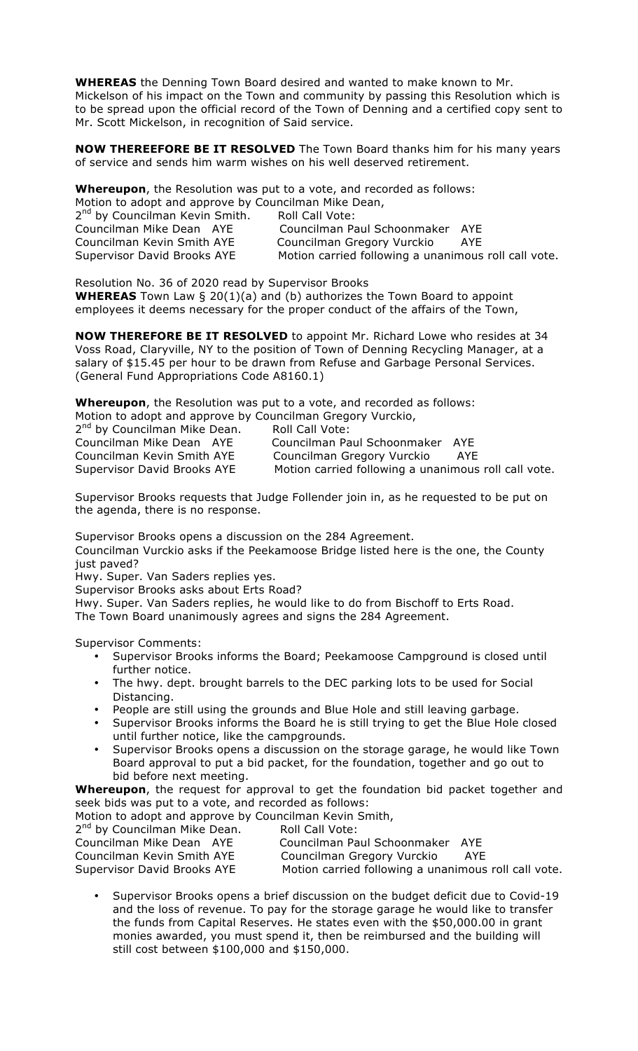**WHEREAS** the Denning Town Board desired and wanted to make known to Mr. Mickelson of his impact on the Town and community by passing this Resolution which is to be spread upon the official record of the Town of Denning and a certified copy sent to Mr. Scott Mickelson, in recognition of Said service.

**NOW THEREEFORE BE IT RESOLVED** The Town Board thanks him for his many years of service and sends him warm wishes on his well deserved retirement.

**Whereupon**, the Resolution was put to a vote, and recorded as follows:
Motion to adopt and approve by Councilman Mike Dean,
2nd by Councilman Kevin Smith. Roll Call Vote:
Councilman Mike Dean AYE Councilman Paul Schoonmaker AYE
Councilman Kevin Smith AYE Councilman Gregory Vurckio AYE
Supervisor David Brooks AYE Motion carried following a unanimous roll call vote.

Resolution No. 36 of 2020 read by Supervisor Brooks
**WHEREAS** Town Law § 20(1)(a) and (b) authorizes the Town Board to appoint employees it deems necessary for the proper conduct of the affairs of the Town,

**NOW THEREFORE BE IT RESOLVED** to appoint Mr. Richard Lowe who resides at 34 Voss Road, Claryville, NY to the position of Town of Denning Recycling Manager, at a salary of $15.45 per hour to be drawn from Refuse and Garbage Personal Services. (General Fund Appropriations Code A8160.1)

**Whereupon**, the Resolution was put to a vote, and recorded as follows:
Motion to adopt and approve by Councilman Gregory Vurckio,
2nd by Councilman Mike Dean. Roll Call Vote:
Councilman Mike Dean AYE Councilman Paul Schoonmaker AYE
Councilman Kevin Smith AYE Councilman Gregory Vurckio AYE
Supervisor David Brooks AYE Motion carried following a unanimous roll call vote.

Supervisor Brooks requests that Judge Follender join in, as he requested to be put on the agenda, there is no response.

Supervisor Brooks opens a discussion on the 284 Agreement.
Councilman Vurckio asks if the Peekamoose Bridge listed here is the one, the County just paved?
Hwy. Super. Van Saders replies yes.
Supervisor Brooks asks about Erts Road?
Hwy. Super. Van Saders replies, he would like to do from Bischoff to Erts Road.
The Town Board unanimously agrees and signs the 284 Agreement.

Supervisor Comments:

- Supervisor Brooks informs the Board; Peekamoose Campground is closed until further notice.
- The hwy. dept. brought barrels to the DEC parking lots to be used for Social Distancing.
- People are still using the grounds and Blue Hole and still leaving garbage.
- Supervisor Brooks informs the Board he is still trying to get the Blue Hole closed until further notice, like the campgrounds.
- Supervisor Brooks opens a discussion on the storage garage, he would like Town Board approval to put a bid packet, for the foundation, together and go out to bid before next meeting.

**Whereupon**, the request for approval to get the foundation bid packet together and seek bids was put to a vote, and recorded as follows:
Motion to adopt and approve by Councilman Kevin Smith,
2nd by Councilman Mike Dean. Roll Call Vote:
Councilman Mike Dean AYE Councilman Paul Schoonmaker AYE
Councilman Kevin Smith AYE Councilman Gregory Vurckio AYE
Supervisor David Brooks AYE Motion carried following a unanimous roll call vote.

- Supervisor Brooks opens a brief discussion on the budget deficit due to Covid-19 and the loss of revenue. To pay for the storage garage he would like to transfer the funds from Capital Reserves. He states even with the $50,000.00 in grant monies awarded, you must spend it, then be reimbursed and the building will still cost between $100,000 and $150,000.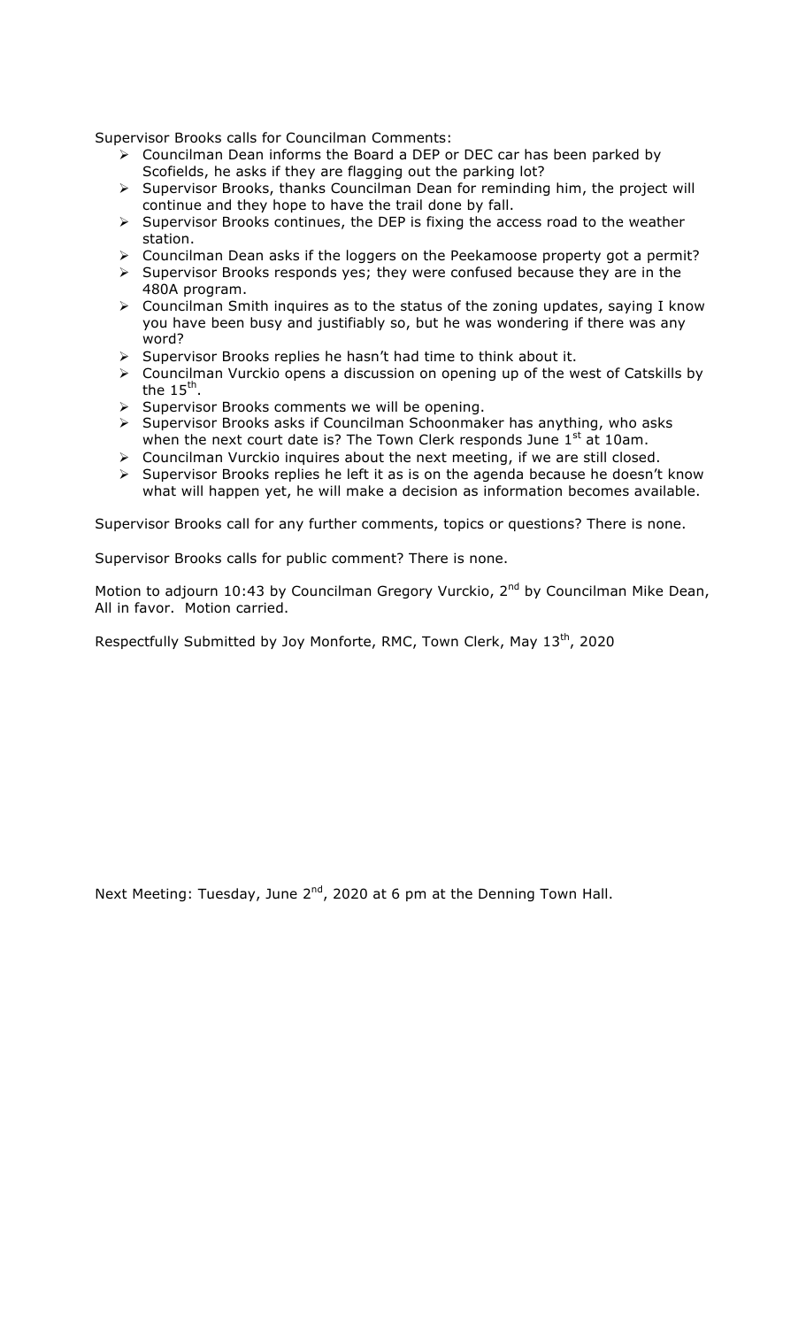Supervisor Brooks calls for Councilman Comments:

- Councilman Dean informs the Board a DEP or DEC car has been parked by Scofields, he asks if they are flagging out the parking lot?
- Supervisor Brooks, thanks Councilman Dean for reminding him, the project will continue and they hope to have the trail done by fall.
- Supervisor Brooks continues, the DEP is fixing the access road to the weather station.
- Councilman Dean asks if the loggers on the Peekamoose property got a permit?
- Supervisor Brooks responds yes; they were confused because they are in the 480A program.
- Councilman Smith inquires as to the status of the zoning updates, saying I know you have been busy and justifiably so, but he was wondering if there was any word?
- Supervisor Brooks replies he hasn't had time to think about it.
- Councilman Vurckio opens a discussion on opening up of the west of Catskills by the 15th.
- Supervisor Brooks comments we will be opening.
- Supervisor Brooks asks if Councilman Schoonmaker has anything, who asks when the next court date is? The Town Clerk responds June 1st at 10am.
- Councilman Vurckio inquires about the next meeting, if we are still closed.
- Supervisor Brooks replies he left it as is on the agenda because he doesn't know what will happen yet, he will make a decision as information becomes available.

Supervisor Brooks call for any further comments, topics or questions? There is none.

Supervisor Brooks calls for public comment? There is none.

Motion to adjourn 10:43 by Councilman Gregory Vurckio, 2nd by Councilman Mike Dean, All in favor. Motion carried.

Respectfully Submitted by Joy Monforte, RMC, Town Clerk, May 13th, 2020

Next Meeting: Tuesday, June 2nd, 2020 at 6 pm at the Denning Town Hall.